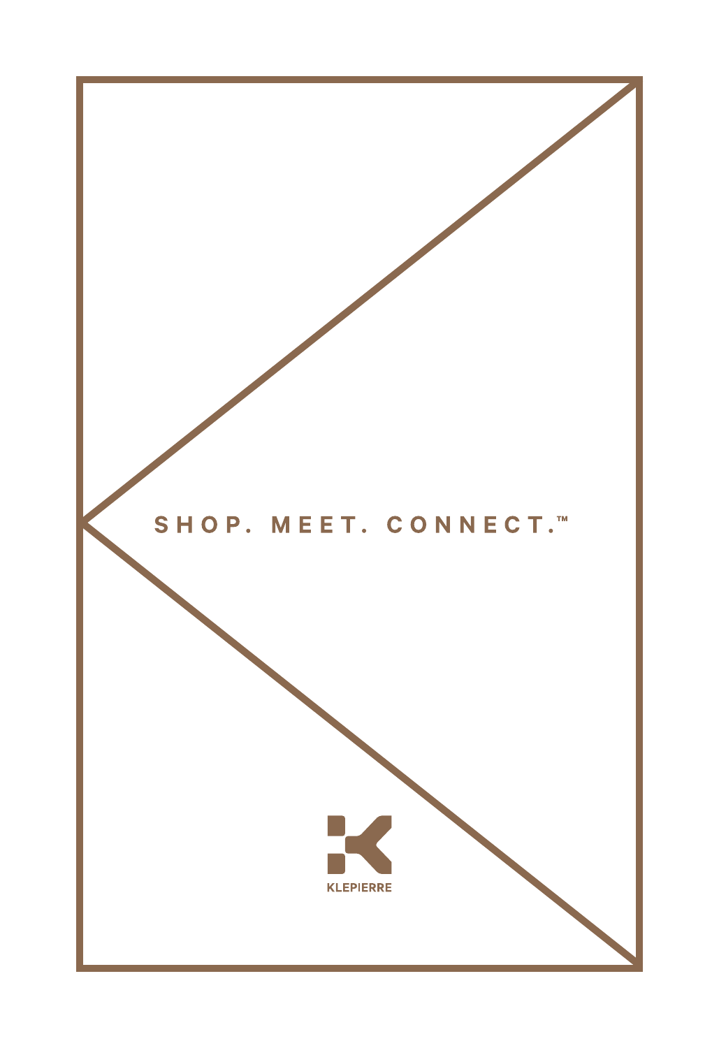SHOP. MEET. CONNECT.™

KLEPIERRE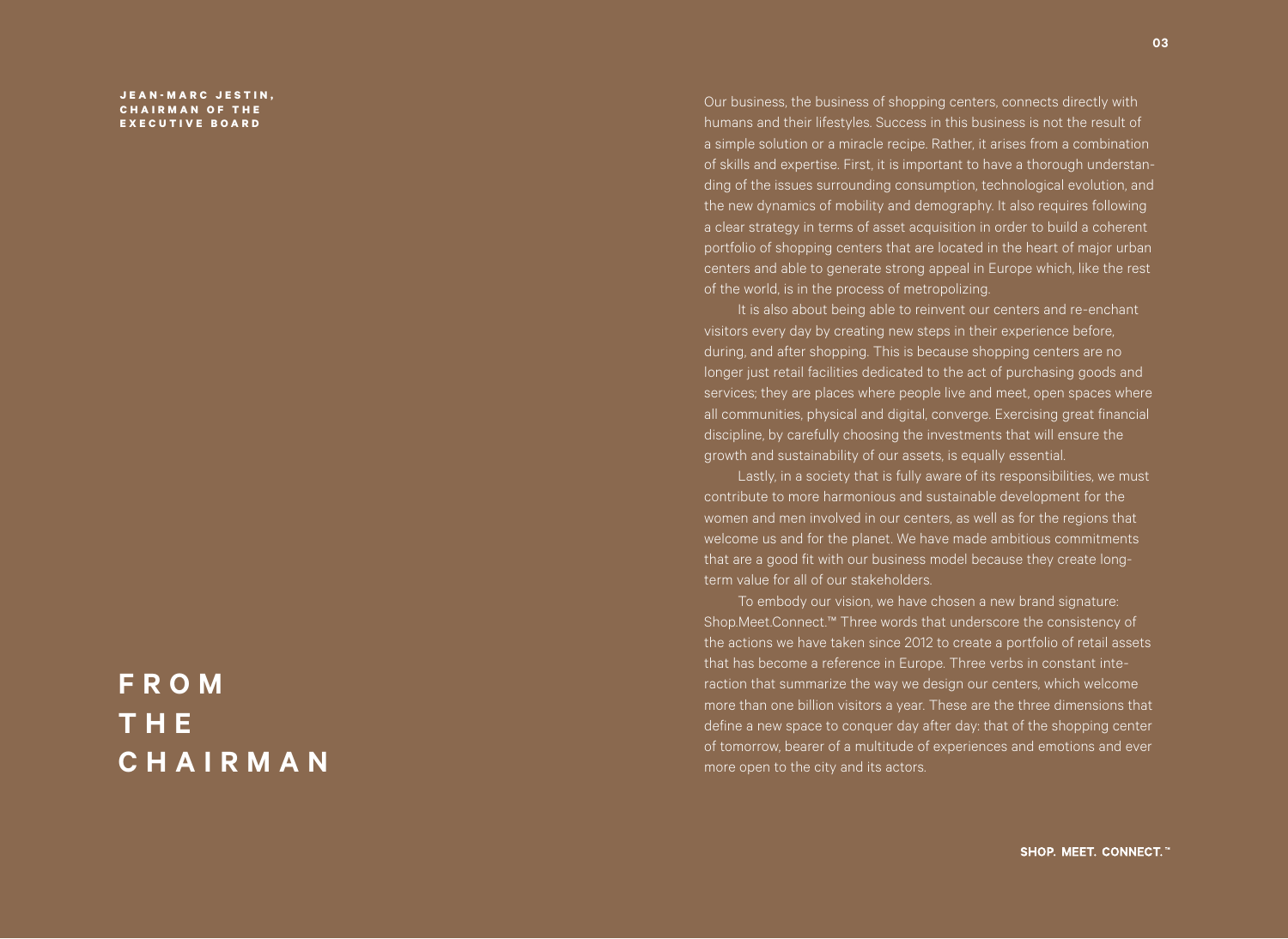# FROM THE CHAIRMAN

**JEAN-MARC JESTIN, CHAIRMAN OF THE EXECUTIVE BOARD**

Our business, the business of shopping centers, connects directly with humans and their lifestyles. Success in this business is not the result of a simple solution or a miracle recipe. Rather, it arises from a combination of skills and expertise. First, it is important to have a thorough understanding of the issues surrounding consumption, technological evolution, and the new dynamics of mobility and demography. It also requires following a clear strategy in terms of asset acquisition in order to build a coherent portfolio of shopping centers that are located in the heart of major urban centers and able to generate strong appeal in Europe which, like the rest of the world, is in the process of metropolizing.

It is also about being able to reinvent our centers and re-enchant visitors every day by creating new steps in their experience before, during, and after shopping. This is because shopping centers are no longer just retail facilities dedicated to the act of purchasing goods and services; they are places where people live and meet, open spaces where all communities, physical and digital, converge. Exercising great financial discipline, by carefully choosing the investments that will ensure the growth and sustainability of our assets, is equally essential.

Lastly, in a society that is fully aware of its responsibilities, we must contribute to more harmonious and sustainable development for the women and men involved in our centers, as well as for the regions that welcome us and for the planet. We have made ambitious commitments that are a good fit with our business model because they create long-term value for all of our stakeholders.

To embody our vision, we have chosen a new brand signature: Shop.Meet.Connect.™ Three words that underscore the consistency of the actions we have taken since 2012 to create a portfolio of retail assets that has become a reference in Europe. Three verbs in constant interaction that summarize the way we design our centers, which welcome more than one billion visitors a year. These are the three dimensions that define a new space to conquer day after day: that of the shopping center of tomorrow, bearer of a multitude of experiences and emotions and ever more open to the city and its actors.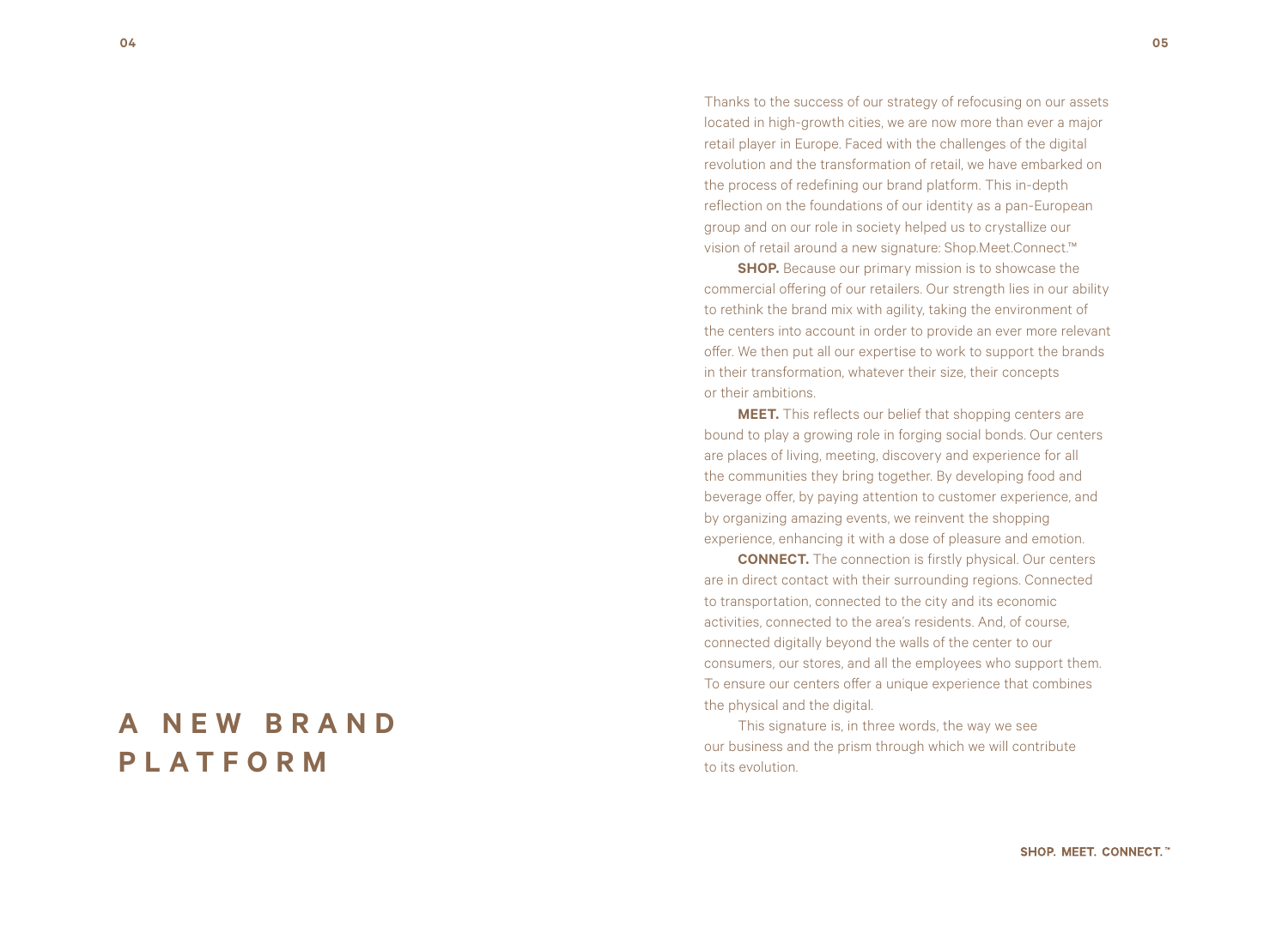# A NEW BRAND PLATFORM

Thanks to the success of our strategy of refocusing on our assets located in high-growth cities, we are now more than ever a major retail player in Europe. Faced with the challenges of the digital revolution and the transformation of retail, we have embarked on the process of redefining our brand platform. This in-depth reflection on the foundations of our identity as a pan-European group and on our role in society helped us to crystallize our vision of retail around a new signature: Shop.Meet.Connect.™

**SHOP.** Because our primary mission is to showcase the commercial offering of our retailers. Our strength lies in our ability to rethink the brand mix with agility, taking the environment of the centers into account in order to provide an ever more relevant offer. We then put all our expertise to work to support the brands in their transformation, whatever their size, their concepts or their ambitions.

**MEET.** This reflects our belief that shopping centers are bound to play a growing role in forging social bonds. Our centers are places of living, meeting, discovery and experience for all the communities they bring together. By developing food and beverage offer, by paying attention to customer experience, and by organizing amazing events, we reinvent the shopping experience, enhancing it with a dose of pleasure and emotion.

**CONNECT.** The connection is firstly physical. Our centers are in direct contact with their surrounding regions. Connected to transportation, connected to the city and its economic activities, connected to the area's residents. And, of course, connected digitally beyond the walls of the center to our consumers, our stores, and all the employees who support them. To ensure our centers offer a unique experience that combines the physical and the digital.

This signature is, in three words, the way we see our business and the prism through which we will contribute to its evolution.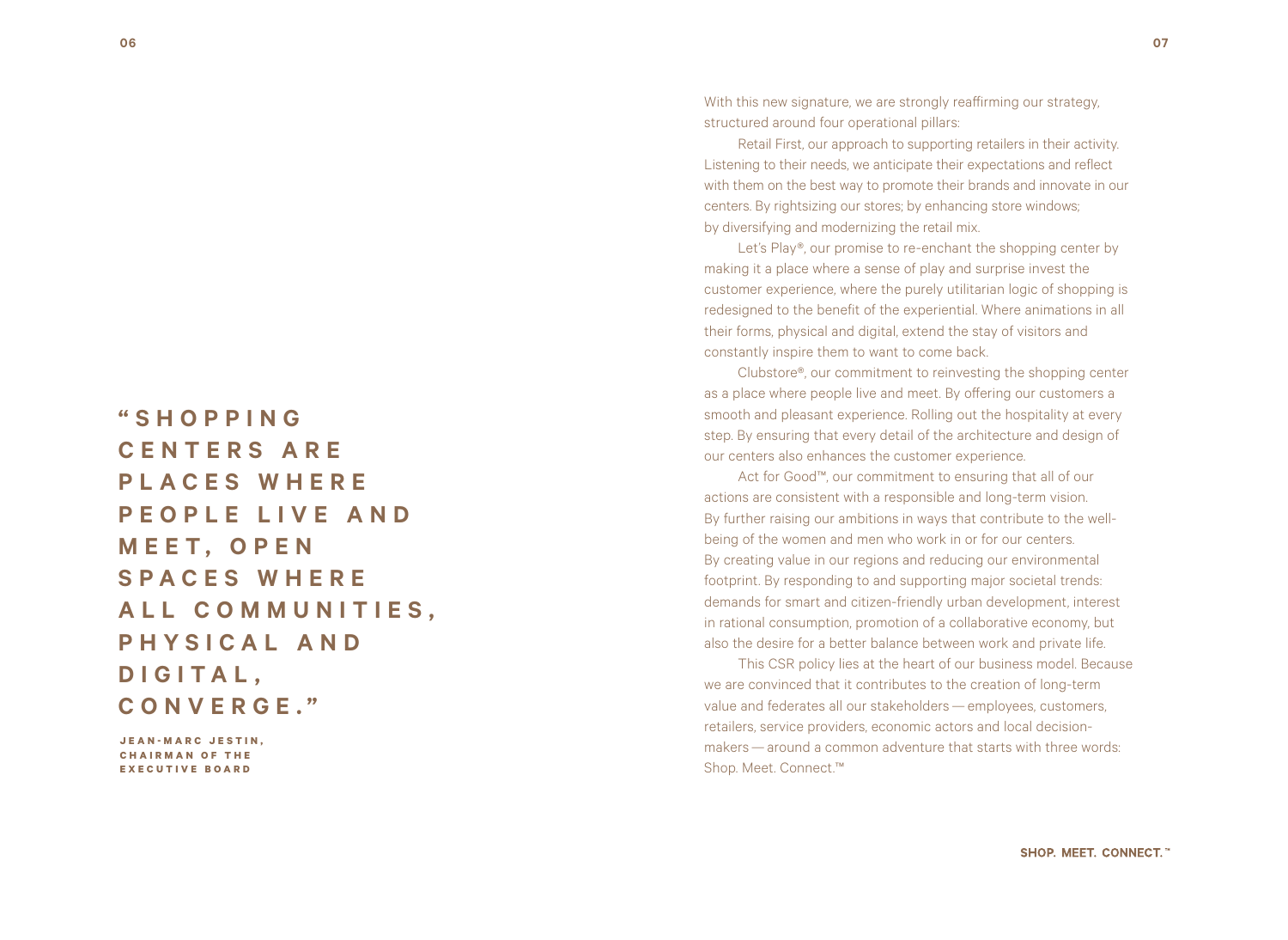> **"Shopping centers are places where people live and meet, open spaces where all communities, physical and digital, converge."**
>
> **Jean-Marc Jestin, Chairman of the Executive Board**

With this new signature, we are strongly reaffirming our strategy, structured around four operational pillars:

Retail First, our approach to supporting retailers in their activity. Listening to their needs, we anticipate their expectations and reflect with them on the best way to promote their brands and innovate in our centers. By rightsizing our stores; by enhancing store windows; by diversifying and modernizing the retail mix.

Let's Play®, our promise to re-enchant the shopping center by making it a place where a sense of play and surprise invest the customer experience, where the purely utilitarian logic of shopping is redesigned to the benefit of the experiential. Where animations in all their forms, physical and digital, extend the stay of visitors and constantly inspire them to want to come back.

Clubstore®, our commitment to reinvesting the shopping center as a place where people live and meet. By offering our customers a smooth and pleasant experience. Rolling out the hospitality at every step. By ensuring that every detail of the architecture and design of our centers also enhances the customer experience.

Act for Good™, our commitment to ensuring that all of our actions are consistent with a responsible and long-term vision. By further raising our ambitions in ways that contribute to the well-being of the women and men who work in or for our centers. By creating value in our regions and reducing our environmental footprint. By responding to and supporting major societal trends: demands for smart and citizen-friendly urban development, interest in rational consumption, promotion of a collaborative economy, but also the desire for a better balance between work and private life.

This CSR policy lies at the heart of our business model. Because we are convinced that it contributes to the creation of long-term value and federates all our stakeholders — employees, customers, retailers, service providers, economic actors and local decision-makers — around a common adventure that starts with three words: Shop. Meet. Connect.™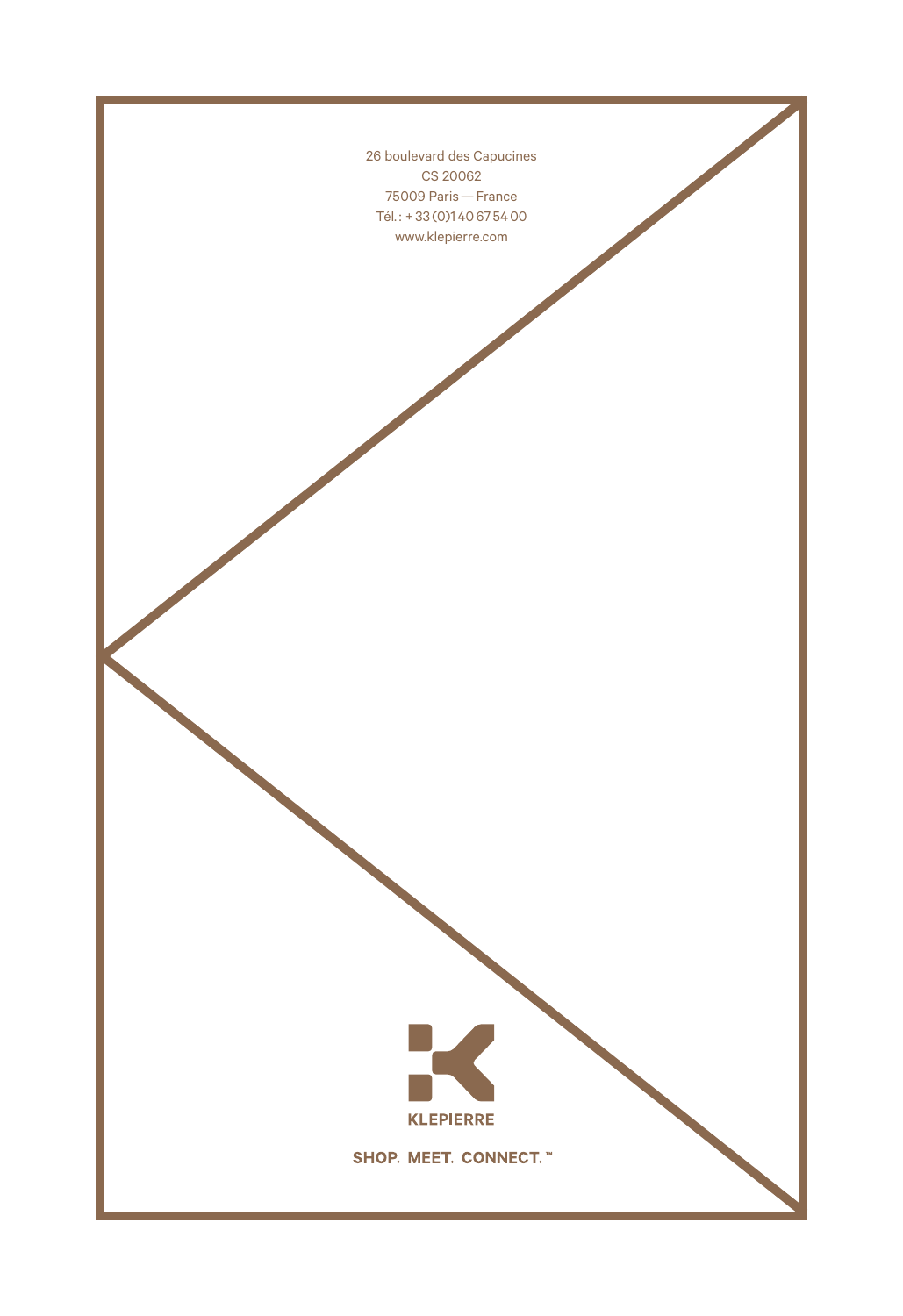26 boulevard des Capucines
CS 20062
75009 Paris — France
Tél. : + 33 (0)1 40 67 54 00
www.klepierre.com

KLEPIERRE

SHOP. MEET. CONNECT.™